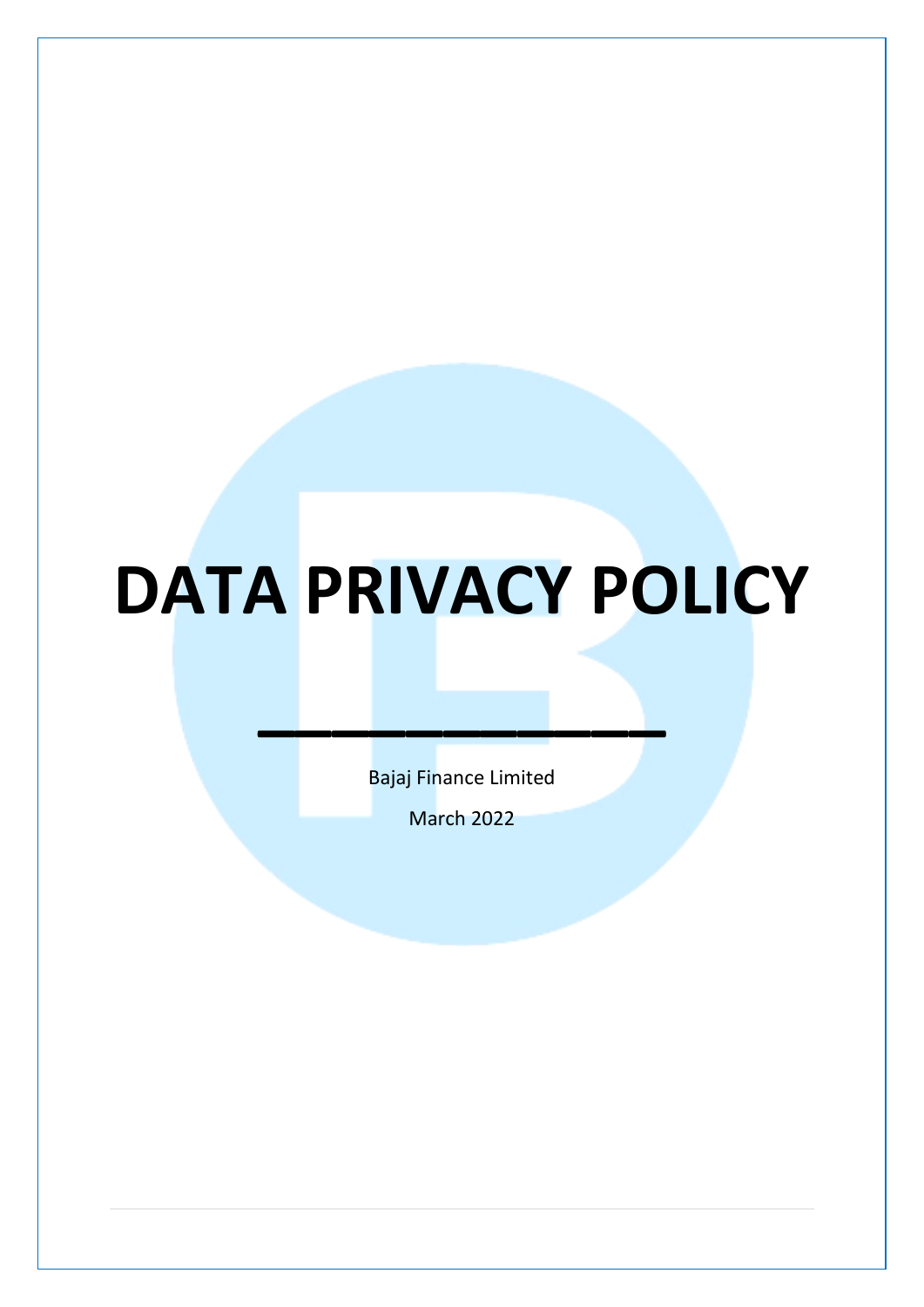# DATA PRIVACY POLICY

Bajaj Finance Limited

March 2022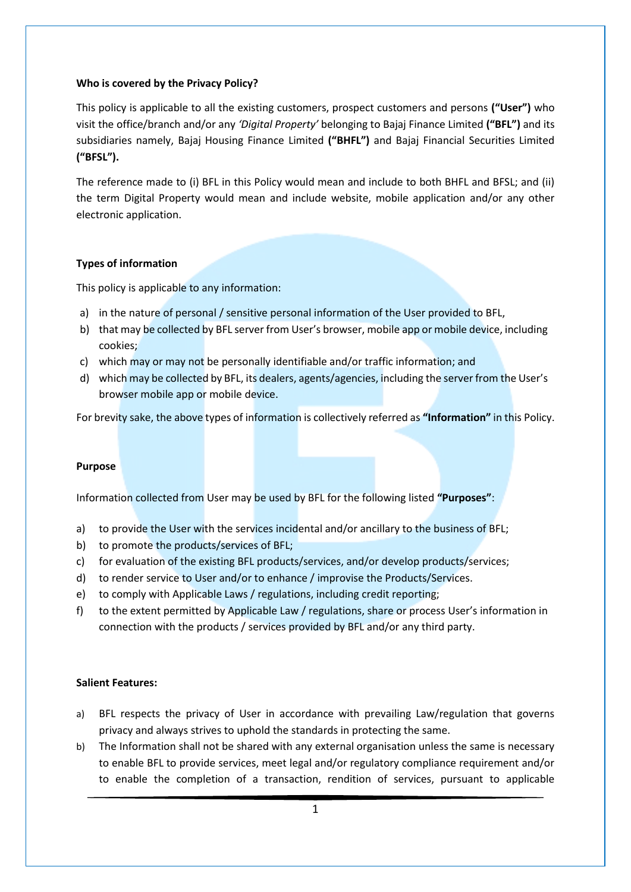**Who is covered by the Privacy Policy?**

This policy is applicable to all the existing customers, prospect customers and persons **("User")** who visit the office/branch and/or any *'Digital Property'* belonging to Bajaj Finance Limited **("BFL")** and its subsidiaries namely, Bajaj Housing Finance Limited **("BHFL")** and Bajaj Financial Securities Limited **("BFSL").**

The reference made to (i) BFL in this Policy would mean and include to both BHFL and BFSL; and (ii) the term Digital Property would mean and include website, mobile application and/or any other electronic application.

**Types of information**

This policy is applicable to any information:

a) in the nature of personal / sensitive personal information of the User provided to BFL,
b) that may be collected by BFL server from User's browser, mobile app or mobile device, including cookies;
c) which may or may not be personally identifiable and/or traffic information; and
d) which may be collected by BFL, its dealers, agents/agencies, including the server from the User's browser mobile app or mobile device.

For brevity sake, the above types of information is collectively referred as **"Information"** in this Policy.

**Purpose**

Information collected from User may be used by BFL for the following listed **"Purposes"**:

a) to provide the User with the services incidental and/or ancillary to the business of BFL;
b) to promote the products/services of BFL;
c) for evaluation of the existing BFL products/services, and/or develop products/services;
d) to render service to User and/or to enhance / improvise the Products/Services.
e) to comply with Applicable Laws / regulations, including credit reporting;
f) to the extent permitted by Applicable Law / regulations, share or process User's information in connection with the products / services provided by BFL and/or any third party.

**Salient Features:**

a) BFL respects the privacy of User in accordance with prevailing Law/regulation that governs privacy and always strives to uphold the standards in protecting the same.
b) The Information shall not be shared with any external organisation unless the same is necessary to enable BFL to provide services, meet legal and/or regulatory compliance requirement and/or to enable the completion of a transaction, rendition of services, pursuant to applicable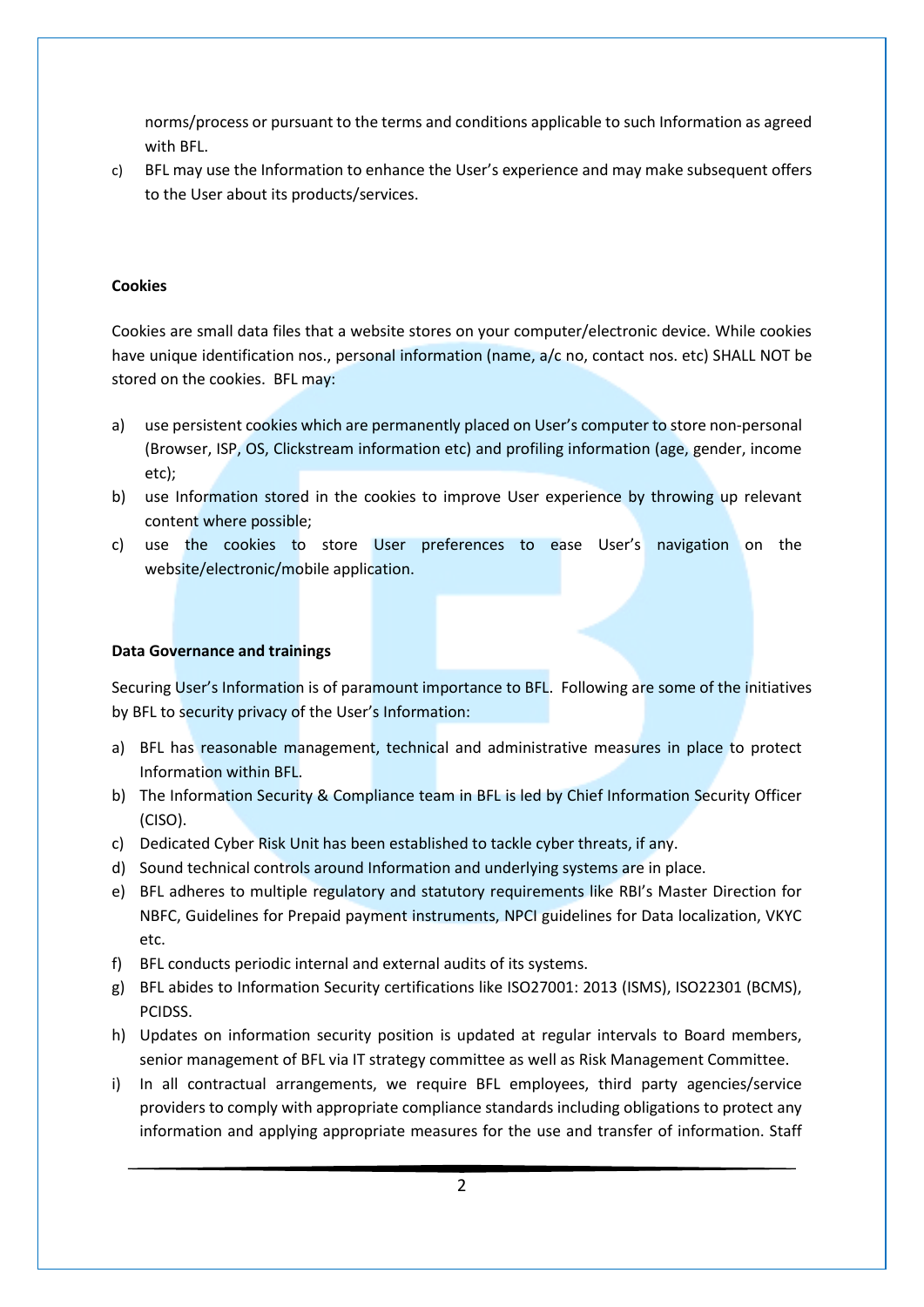norms/process or pursuant to the terms and conditions applicable to such Information as agreed with BFL.

c) BFL may use the Information to enhance the User's experience and may make subsequent offers to the User about its products/services.

**Cookies**

Cookies are small data files that a website stores on your computer/electronic device. While cookies have unique identification nos., personal information (name, a/c no, contact nos. etc) SHALL NOT be stored on the cookies. BFL may:

a) use persistent cookies which are permanently placed on User's computer to store non-personal (Browser, ISP, OS, Clickstream information etc) and profiling information (age, gender, income etc);
b) use Information stored in the cookies to improve User experience by throwing up relevant content where possible;
c) use the cookies to store User preferences to ease User's navigation on the website/electronic/mobile application.

**Data Governance and trainings**

Securing User's Information is of paramount importance to BFL. Following are some of the initiatives by BFL to security privacy of the User's Information:

a) BFL has reasonable management, technical and administrative measures in place to protect Information within BFL.
b) The Information Security & Compliance team in BFL is led by Chief Information Security Officer (CISO).
c) Dedicated Cyber Risk Unit has been established to tackle cyber threats, if any.
d) Sound technical controls around Information and underlying systems are in place.
e) BFL adheres to multiple regulatory and statutory requirements like RBI's Master Direction for NBFC, Guidelines for Prepaid payment instruments, NPCI guidelines for Data localization, VKYC etc.
f) BFL conducts periodic internal and external audits of its systems.
g) BFL abides to Information Security certifications like ISO27001: 2013 (ISMS), ISO22301 (BCMS), PCIDSS.
h) Updates on information security position is updated at regular intervals to Board members, senior management of BFL via IT strategy committee as well as Risk Management Committee.
i) In all contractual arrangements, we require BFL employees, third party agencies/service providers to comply with appropriate compliance standards including obligations to protect any information and applying appropriate measures for the use and transfer of information. Staff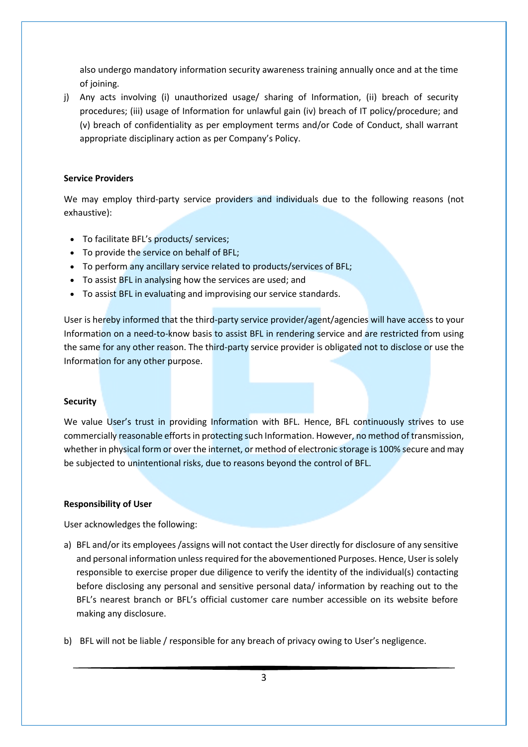also undergo mandatory information security awareness training annually once and at the time of joining.

j) Any acts involving (i) unauthorized usage/ sharing of Information, (ii) breach of security procedures; (iii) usage of Information for unlawful gain (iv) breach of IT policy/procedure; and (v) breach of confidentiality as per employment terms and/or Code of Conduct, shall warrant appropriate disciplinary action as per Company's Policy.

**Service Providers**

We may employ third-party service providers and individuals due to the following reasons (not exhaustive):

- To facilitate BFL's products/ services;
- To provide the service on behalf of BFL;
- To perform any ancillary service related to products/services of BFL;
- To assist BFL in analysing how the services are used; and
- To assist BFL in evaluating and improvising our service standards.

User is hereby informed that the third-party service provider/agent/agencies will have access to your Information on a need-to-know basis to assist BFL in rendering service and are restricted from using the same for any other reason. The third-party service provider is obligated not to disclose or use the Information for any other purpose.

**Security**

We value User's trust in providing Information with BFL. Hence, BFL continuously strives to use commercially reasonable efforts in protecting such Information. However, no method of transmission, whether in physical form or over the internet, or method of electronic storage is 100% secure and may be subjected to unintentional risks, due to reasons beyond the control of BFL.

**Responsibility of User**

User acknowledges the following:

a) BFL and/or its employees /assigns will not contact the User directly for disclosure of any sensitive and personal information unless required for the abovementioned Purposes. Hence, User is solely responsible to exercise proper due diligence to verify the identity of the individual(s) contacting before disclosing any personal and sensitive personal data/ information by reaching out to the BFL's nearest branch or BFL's official customer care number accessible on its website before making any disclosure.

b) BFL will not be liable / responsible for any breach of privacy owing to User's negligence.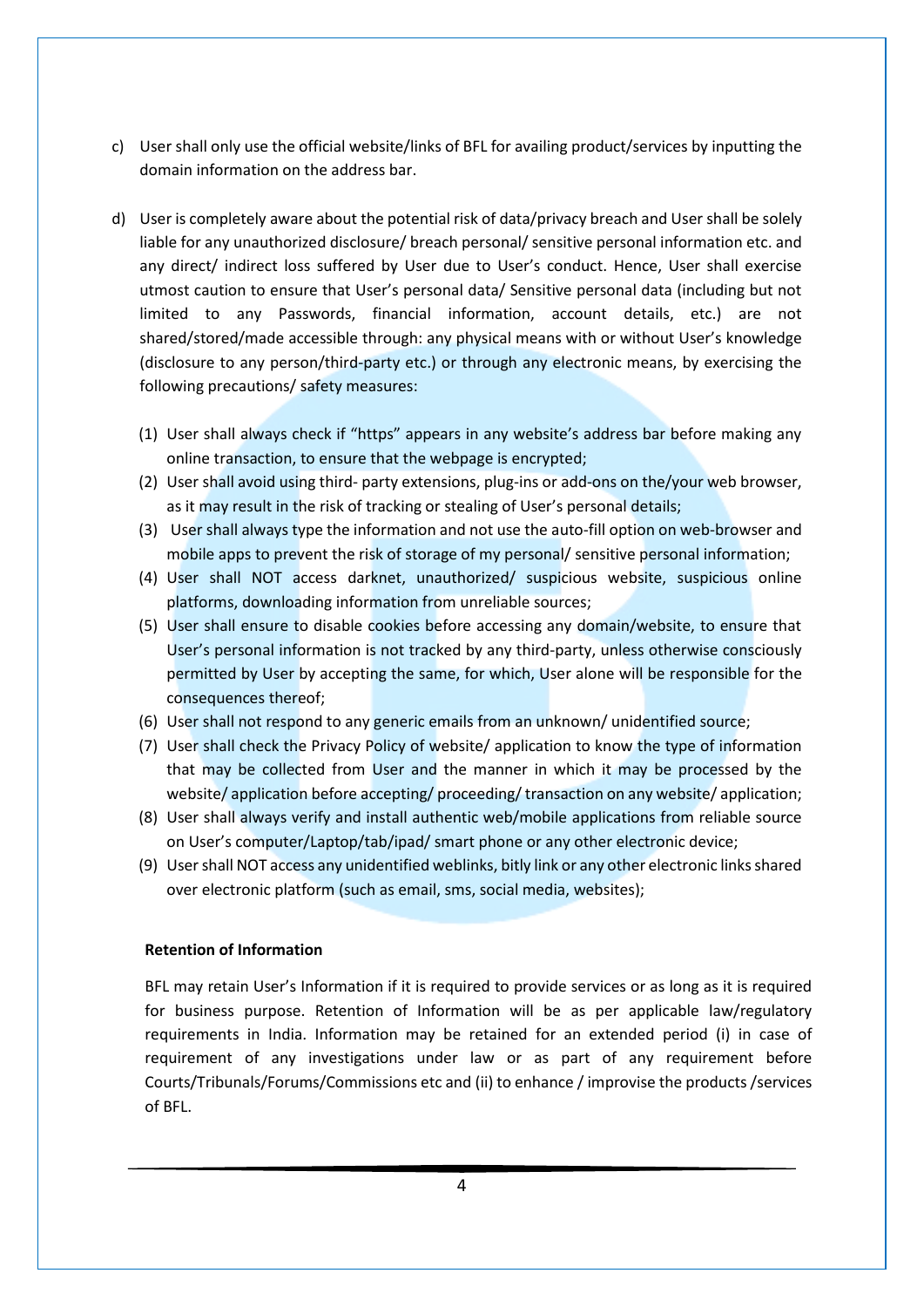c) User shall only use the official website/links of BFL for availing product/services by inputting the domain information on the address bar.

d) User is completely aware about the potential risk of data/privacy breach and User shall be solely liable for any unauthorized disclosure/ breach personal/ sensitive personal information etc. and any direct/ indirect loss suffered by User due to User's conduct. Hence, User shall exercise utmost caution to ensure that User's personal data/ Sensitive personal data (including but not limited to any Passwords, financial information, account details, etc.) are not shared/stored/made accessible through: any physical means with or without User's knowledge (disclosure to any person/third-party etc.) or through any electronic means, by exercising the following precautions/ safety measures:

   (1) User shall always check if "https" appears in any website's address bar before making any online transaction, to ensure that the webpage is encrypted;
   (2) User shall avoid using third- party extensions, plug-ins or add-ons on the/your web browser, as it may result in the risk of tracking or stealing of User's personal details;
   (3) User shall always type the information and not use the auto-fill option on web-browser and mobile apps to prevent the risk of storage of my personal/ sensitive personal information;
   (4) User shall NOT access darknet, unauthorized/ suspicious website, suspicious online platforms, downloading information from unreliable sources;
   (5) User shall ensure to disable cookies before accessing any domain/website, to ensure that User's personal information is not tracked by any third-party, unless otherwise consciously permitted by User by accepting the same, for which, User alone will be responsible for the consequences thereof;
   (6) User shall not respond to any generic emails from an unknown/ unidentified source;
   (7) User shall check the Privacy Policy of website/ application to know the type of information that may be collected from User and the manner in which it may be processed by the website/ application before accepting/ proceeding/ transaction on any website/ application;
   (8) User shall always verify and install authentic web/mobile applications from reliable source on User's computer/Laptop/tab/ipad/ smart phone or any other electronic device;
   (9) User shall NOT access any unidentified weblinks, bitly link or any other electronic links shared over electronic platform (such as email, sms, social media, websites);

**Retention of Information**

BFL may retain User's Information if it is required to provide services or as long as it is required for business purpose. Retention of Information will be as per applicable law/regulatory requirements in India. Information may be retained for an extended period (i) in case of requirement of any investigations under law or as part of any requirement before Courts/Tribunals/Forums/Commissions etc and (ii) to enhance / improvise the products /services of BFL.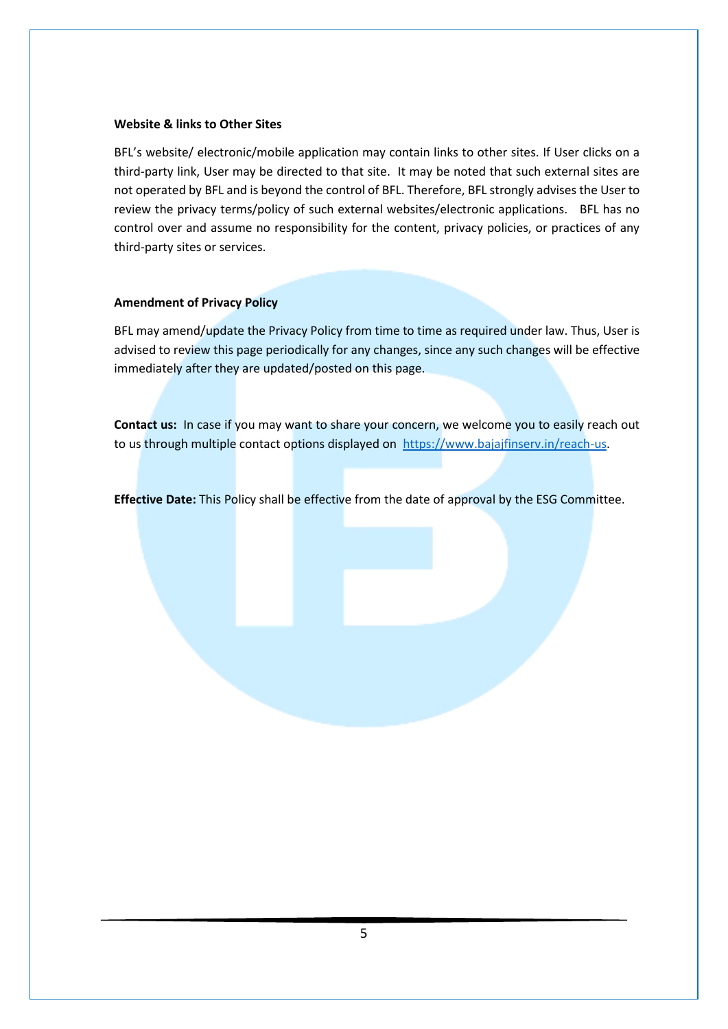**Website & links to Other Sites**

BFL's website/ electronic/mobile application may contain links to other sites. If User clicks on a third-party link, User may be directed to that site. It may be noted that such external sites are not operated by BFL and is beyond the control of BFL. Therefore, BFL strongly advises the User to review the privacy terms/policy of such external websites/electronic applications. BFL has no control over and assume no responsibility for the content, privacy policies, or practices of any third-party sites or services.

**Amendment of Privacy Policy**

BFL may amend/update the Privacy Policy from time to time as required under law. Thus, User is advised to review this page periodically for any changes, since any such changes will be effective immediately after they are updated/posted on this page.

**Contact us:** In case if you may want to share your concern, we welcome you to easily reach out to us through multiple contact options displayed on https://www.bajajfinserv.in/reach-us.

**Effective Date:** This Policy shall be effective from the date of approval by the ESG Committee.